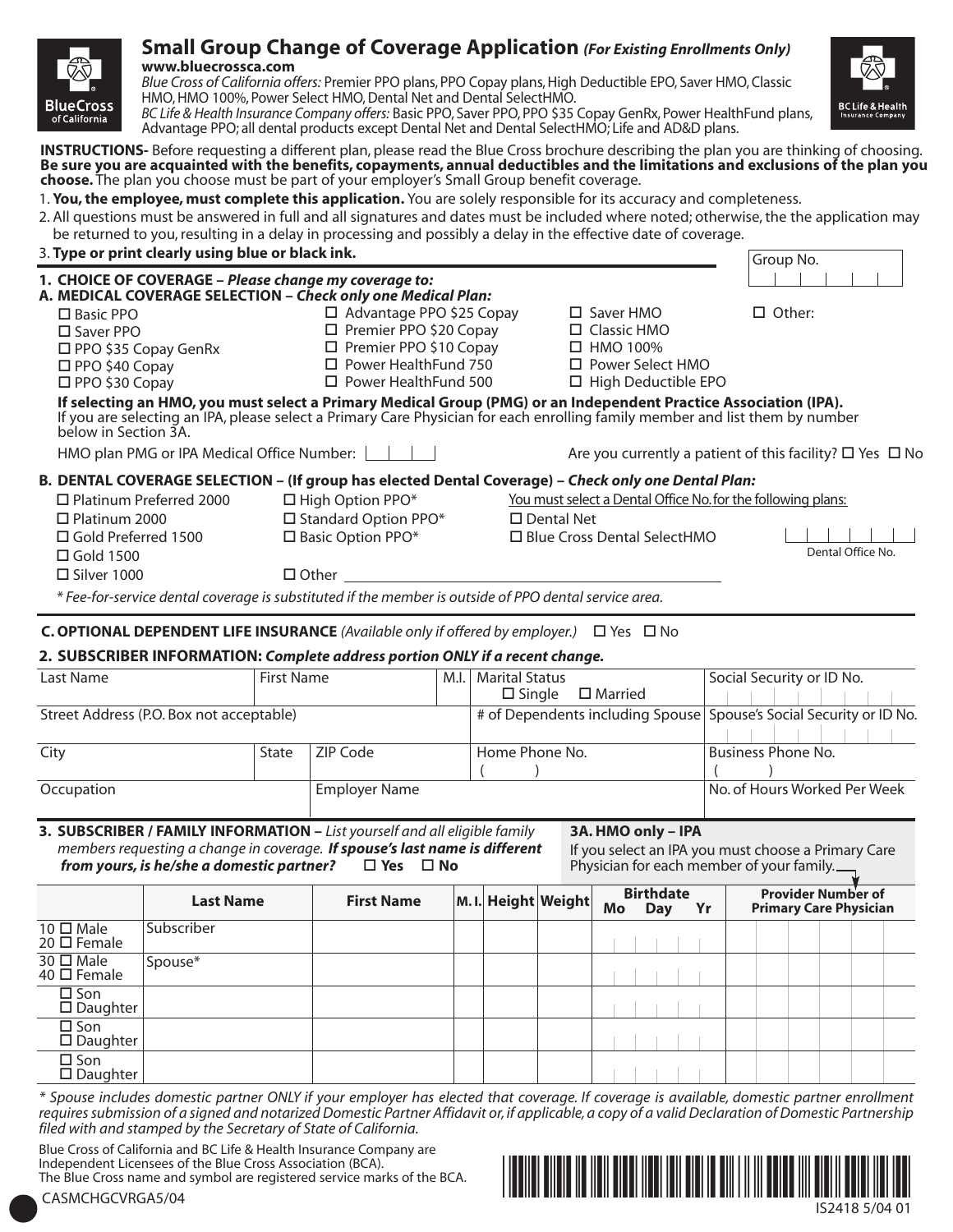# Small Group Change of Coverage Application *(For Existing Enrollments Only)*

**www.bluecrossca.com**

*Blue Cross of California offers:* Premier PPO plans, PPO Copay plans, High Deductible EPO, Saver HMO, Classic HMO, HMO 100%, Power Select HMO, Dental Net and Dental SelectHMO.

*BC Life & Health Insurance Company offers:* Basic PPO, Saver PPO, PPO $35 Copay GenRx, Power HealthFund plans, Advantage PPO; all dental products except Dental Net and Dental SelectHMO; Life and AD&D plans.

**INSTRUCTIONS-** Before requesting a different plan, please read the Blue Cross brochure describing the plan you are thinking of choosing. **Be sure you are acquainted with the benefits, copayments, annual deductibles and the limitations and exclusions of the plan you choose.** The plan you choose must be part of your employer's Small Group benefit coverage.

1. **You, the employee, must complete this application.** You are solely responsible for its accuracy and completeness.
2. All questions must be answered in full and all signatures and dates must be included where noted; otherwise, the the application may be returned to you, resulting in a delay in processing and possibly a delay in the effective date of coverage.
3. **Type or print clearly using blue or black ink.**

Group No. ______

## 1. CHOICE OF COVERAGE – *Please change my coverage to:*

### A. MEDICAL COVERAGE SELECTION – *Check only one Medical Plan:*

- ☐ Basic PPO
- ☐ Saver PPO
- ☐ PPO $35 Copay GenRx
- ☐ PPO $40 Copay
- ☐ PPO $30 Copay
- ☐ Advantage PPO $25 Copay
- ☐ Premier PPO $20 Copay
- ☐ Premier PPO $10 Copay
- ☐ Power HealthFund 750
- ☐ Power HealthFund 500
- ☐ Saver HMO
- ☐ Classic HMO
- ☐ HMO 100%
- ☐ Power Select HMO
- ☐ High Deductible EPO
- ☐ Other:

**If selecting an HMO, you must select a Primary Medical Group (PMG) or an Independent Practice Association (IPA).** If you are selecting an IPA, please select a Primary Care Physician for each enrolling family member and list them by number below in Section 3A.

HMO plan PMG or IPA Medical Office Number: ______

Are you currently a patient of this facility? ☐ Yes ☐ No

### B. DENTAL COVERAGE SELECTION – (If group has elected Dental Coverage) – *Check only one Dental Plan:*

- ☐ Platinum Preferred 2000
- ☐ Platinum 2000
- ☐ Gold Preferred 1500
- ☐ Gold 1500
- ☐ Silver 1000
- ☐ High Option PPO*
- ☐ Standard Option PPO*
- ☐ Basic Option PPO*
- ☐ Other ______

You must select a Dental Office No. for the following plans:

- ☐ Dental Net
- ☐ Blue Cross Dental SelectHMO

Dental Office No. ______

*\* Fee-for-service dental coverage is substituted if the member is outside of PPO dental service area.*

### C. OPTIONAL DEPENDENT LIFE INSURANCE *(Available only if offered by employer.)* ☐ Yes ☐ No

## 2. SUBSCRIBER INFORMATION: *Complete address portion ONLY if a recent change.*

| Last Name | First Name | | M.I. | Marital Status ☐ Single ☐ Married | Social Security or ID No. |
|---|---|---|---|---|---|
| Street Address (P.O. Box not acceptable) | | | | # of Dependents including Spouse | Spouse's Social Security or ID No. |
| City | State | ZIP Code | | Home Phone No. ( ) | Business Phone No. ( ) |
| Occupation | | Employer Name | | | No. of Hours Worked Per Week |

## 3. SUBSCRIBER / FAMILY INFORMATION – *List yourself and all eligible family members requesting a change in coverage.* ***If spouse's last name is different from yours, is he/she a domestic partner?*** ☐ Yes ☐ No

### 3A. HMO only – IPA

If you select an IPA you must choose a Primary Care Physician for each member of your family.

| | Last Name | First Name | M.I. | Height | Weight | Birthdate Mo Day Yr | Provider Number of Primary Care Physician |
|---|---|---|---|---|---|---|---|
| 10 ☐ Male 20 ☐ Female | Subscriber | | | | | | |
| 30 ☐ Male 40 ☐ Female | Spouse* | | | | | | |
| ☐ Son ☐ Daughter | | | | | | | |
| ☐ Son ☐ Daughter | | | | | | | |
| ☐ Son ☐ Daughter | | | | | | | |

*\* Spouse includes domestic partner ONLY if your employer has elected that coverage. If coverage is available, domestic partner enrollment requires submission of a signed and notarized Domestic Partner Affidavit or, if applicable, a copy of a valid Declaration of Domestic Partnership filed with and stamped by the Secretary of State of California.*

Blue Cross of California and BC Life & Health Insurance Company are Independent Licensees of the Blue Cross Association (BCA). The Blue Cross name and symbol are registered service marks of the BCA.

CASMCHGCVRGA5/04

IS2418 5/04 01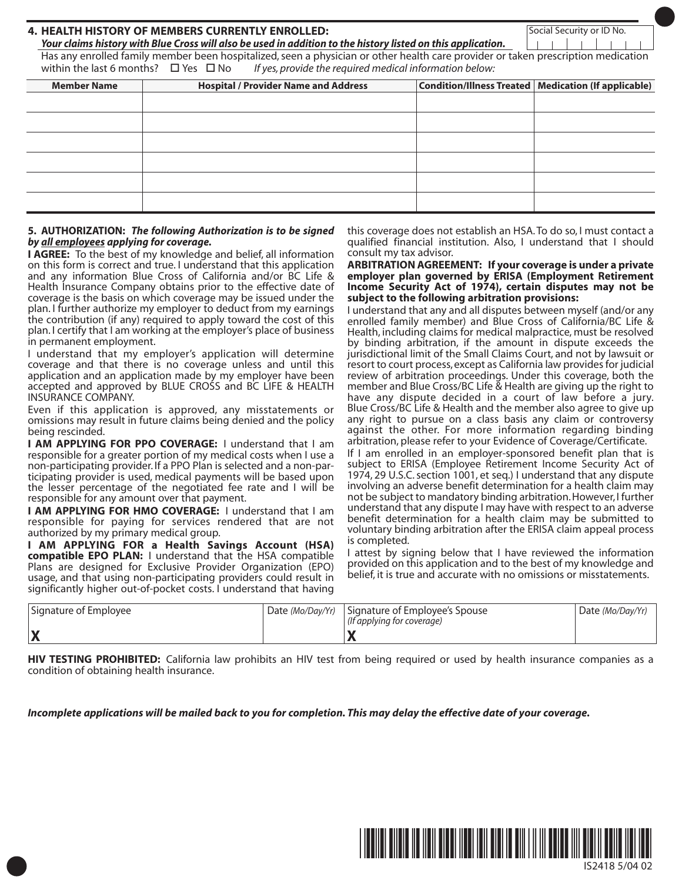## 4. HEALTH HISTORY OF MEMBERS CURRENTLY ENROLLED:

Social Security or ID No.

***Your claims history with Blue Cross will also be used in addition to the history listed on this application.***

Has any enrolled family member been hospitalized, seen a physician or other health care provider or taken prescription medication within the last 6 months? ☐ Yes ☐ No *If yes, provide the required medical information below:*

| Member Name | Hospital / Provider Name and Address | Condition/Illness Treated | Medication (If applicable) |
|---|---|---|---|
| | | | |
| | | | |
| | | | |
| | | | |
| | | | |
| | | | |

**5. AUTHORIZATION:** ***The following Authorization is to be signed by <u>all employees</u> applying for coverage.***

**I AGREE:** To the best of my knowledge and belief, all information on this form is correct and true. I understand that this application and any information Blue Cross of California and/or BC Life & Health Insurance Company obtains prior to the effective date of coverage is the basis on which coverage may be issued under the plan. I further authorize my employer to deduct from my earnings the contribution (if any) required to apply toward the cost of this plan. I certify that I am working at the employer's place of business in permanent employment.

I understand that my employer's application will determine coverage and that there is no coverage unless and until this application and an application made by my employer have been accepted and approved by BLUE CROSS and BC LIFE & HEALTH INSURANCE COMPANY.

Even if this application is approved, any misstatements or omissions may result in future claims being denied and the policy being rescinded.

**I AM APPLYING FOR PPO COVERAGE:** I understand that I am responsible for a greater portion of my medical costs when I use a non-participating provider. If a PPO Plan is selected and a non-participating provider is used, medical payments will be based upon the lesser percentage of the negotiated fee rate and I will be responsible for any amount over that payment.

**I AM APPLYING FOR HMO COVERAGE:** I understand that I am responsible for paying for services rendered that are not authorized by my primary medical group.

**I AM APPLYING FOR a Health Savings Account (HSA) compatible EPO PLAN:** I understand that the HSA compatible Plans are designed for Exclusive Provider Organization (EPO) usage, and that using non-participating providers could result in significantly higher out-of-pocket costs. I understand that having this coverage does not establish an HSA. To do so, I must contact a qualified financial institution. Also, I understand that I should consult my tax advisor.

**ARBITRATION AGREEMENT: If your coverage is under a private employer plan governed by ERISA (Employment Retirement Income Security Act of 1974), certain disputes may not be subject to the following arbitration provisions:**

I understand that any and all disputes between myself (and/or any enrolled family member) and Blue Cross of California/BC Life & Health, including claims for medical malpractice, must be resolved by binding arbitration, if the amount in dispute exceeds the jurisdictional limit of the Small Claims Court, and not by lawsuit or resort to court process, except as California law provides for judicial review of arbitration proceedings. Under this coverage, both the member and Blue Cross/BC Life & Health are giving up the right to have any dispute decided in a court of law before a jury. Blue Cross/BC Life & Health and the member also agree to give up any right to pursue on a class basis any claim or controversy against the other. For more information regarding binding arbitration, please refer to your Evidence of Coverage/Certificate.

If I am enrolled in an employer-sponsored benefit plan that is subject to ERISA (Employee Retirement Income Security Act of 1974, 29 U.S.C. section 1001, et seq.) I understand that any dispute involving an adverse benefit determination for a health claim may not be subject to mandatory binding arbitration. However, I further understand that any dispute I may have with respect to an adverse benefit determination for a health claim may be submitted to voluntary binding arbitration after the ERISA claim appeal process is completed.

I attest by signing below that I have reviewed the information provided on this application and to the best of my knowledge and belief, it is true and accurate with no omissions or misstatements.

| Signature of Employee | Date *(Mo/Day/Yr)* | Signature of Employee's Spouse *(If applying for coverage)* | Date *(Mo/Day/Yr)* |
|---|---|---|---|
| **X** | | **X** | |

**HIV TESTING PROHIBITED:** California law prohibits an HIV test from being required or used by health insurance companies as a condition of obtaining health insurance.

***Incomplete applications will be mailed back to you for completion. This may delay the effective date of your coverage.***

IS2418 5/04 02